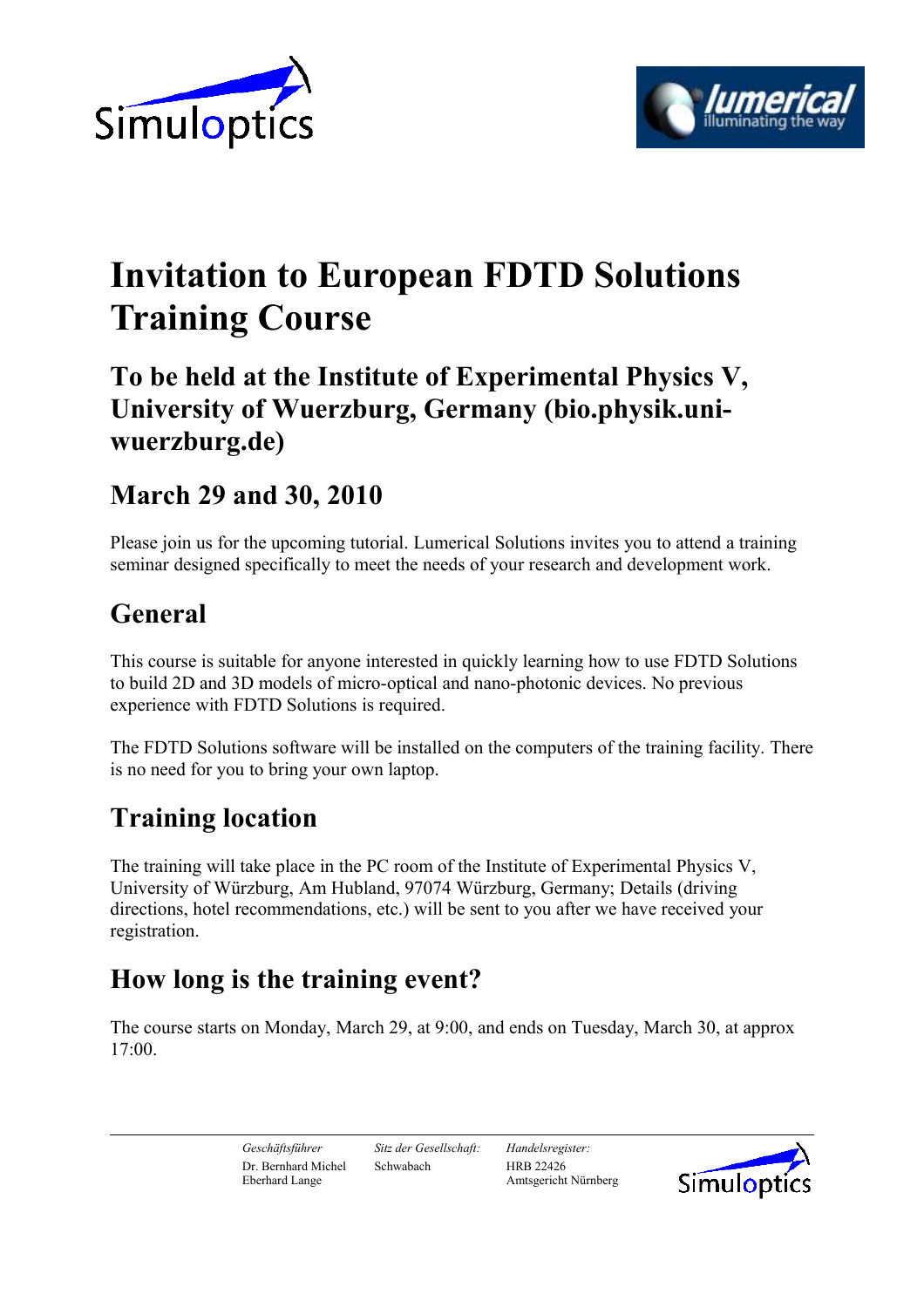Simuloptics

lumerical illuminating the way

# Invitation to European FDTD Solutions Training Course

## To be held at the Institute of Experimental Physics V, University of Wuerzburg, Germany (bio.physik.uni-wuerzburg.de)

## March 29 and 30, 2010

Please join us for the upcoming tutorial. Lumerical Solutions invites you to attend a training seminar designed specifically to meet the needs of your research and development work.

## General

This course is suitable for anyone interested in quickly learning how to use FDTD Solutions to build 2D and 3D models of micro-optical and nano-photonic devices. No previous experience with FDTD Solutions is required.

The FDTD Solutions software will be installed on the computers of the training facility. There is no need for you to bring your own laptop.

## Training location

The training will take place in the PC room of the Institute of Experimental Physics V, University of Würzburg, Am Hubland, 97074 Würzburg, Germany; Details (driving directions, hotel recommendations, etc.) will be sent to you after we have received your registration.

## How long is the training event?

The course starts on Monday, March 29, at 9:00, and ends on Tuesday, March 30, at approx 17:00.

*Geschäftsführer*
Dr. Bernhard Michel
Eberhard Lange

*Sitz der Gesellschaft:*
Schwabach

*Handelsregister:*
HRB 22426
Amtsgericht Nürnberg

Simuloptics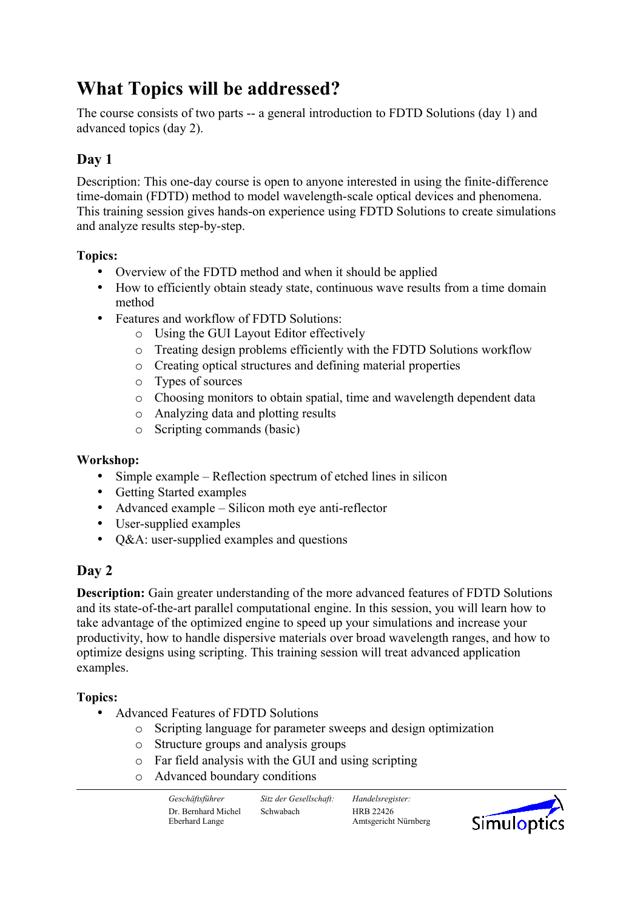# What Topics will be addressed?

The course consists of two parts -- a general introduction to FDTD Solutions (day 1) and advanced topics (day 2).

## Day 1

Description: This one-day course is open to anyone interested in using the finite-difference time-domain (FDTD) method to model wavelength-scale optical devices and phenomena. This training session gives hands-on experience using FDTD Solutions to create simulations and analyze results step-by-step.

**Topics:**

- Overview of the FDTD method and when it should be applied
- How to efficiently obtain steady state, continuous wave results from a time domain method
- Features and workflow of FDTD Solutions:
    - Using the GUI Layout Editor effectively
    - Treating design problems efficiently with the FDTD Solutions workflow
    - Creating optical structures and defining material properties
    - Types of sources
    - Choosing monitors to obtain spatial, time and wavelength dependent data
    - Analyzing data and plotting results
    - Scripting commands (basic)

**Workshop:**

- Simple example – Reflection spectrum of etched lines in silicon
- Getting Started examples
- Advanced example – Silicon moth eye anti-reflector
- User-supplied examples
- Q&A: user-supplied examples and questions

## Day 2

**Description:** Gain greater understanding of the more advanced features of FDTD Solutions and its state-of-the-art parallel computational engine. In this session, you will learn how to take advantage of the optimized engine to speed up your simulations and increase your productivity, how to handle dispersive materials over broad wavelength ranges, and how to optimize designs using scripting. This training session will treat advanced application examples.

**Topics:**

- Advanced Features of FDTD Solutions
    - Scripting language for parameter sweeps and design optimization
    - Structure groups and analysis groups
    - Far field analysis with the GUI and using scripting
    - Advanced boundary conditions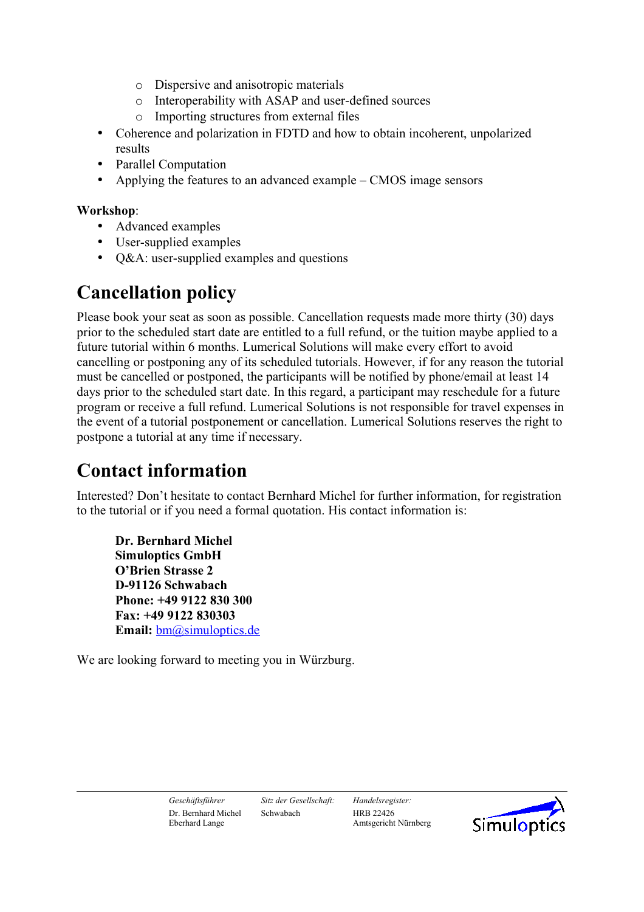- Dispersive and anisotropic materials
    - Interoperability with ASAP and user-defined sources
    - Importing structures from external files
- Coherence and polarization in FDTD and how to obtain incoherent, unpolarized results
- Parallel Computation
- Applying the features to an advanced example – CMOS image sensors

**Workshop**:

- Advanced examples
- User-supplied examples
- Q&A: user-supplied examples and questions

# Cancellation policy

Please book your seat as soon as possible. Cancellation requests made more thirty (30) days prior to the scheduled start date are entitled to a full refund, or the tuition maybe applied to a future tutorial within 6 months. Lumerical Solutions will make every effort to avoid cancelling or postponing any of its scheduled tutorials. However, if for any reason the tutorial must be cancelled or postponed, the participants will be notified by phone/email at least 14 days prior to the scheduled start date. In this regard, a participant may reschedule for a future program or receive a full refund. Lumerical Solutions is not responsible for travel expenses in the event of a tutorial postponement or cancellation. Lumerical Solutions reserves the right to postpone a tutorial at any time if necessary.

# Contact information

Interested? Don't hesitate to contact Bernhard Michel for further information, for registration to the tutorial or if you need a formal quotation. His contact information is:

**Dr. Bernhard Michel**
**Simuloptics GmbH**
**O'Brien Strasse 2**
**D-91126 Schwabach**
**Phone: +49 9122 830 300**
**Fax: +49 9122 830303**
**Email:** bm@simuloptics.de

We are looking forward to meeting you in Würzburg.

*Geschäftsführer*
Dr. Bernhard Michel
Eberhard Lange

*Sitz der Gesellschaft:*
Schwabach

*Handelsregister:*
HRB 22426
Amtsgericht Nürnberg

Simuloptics